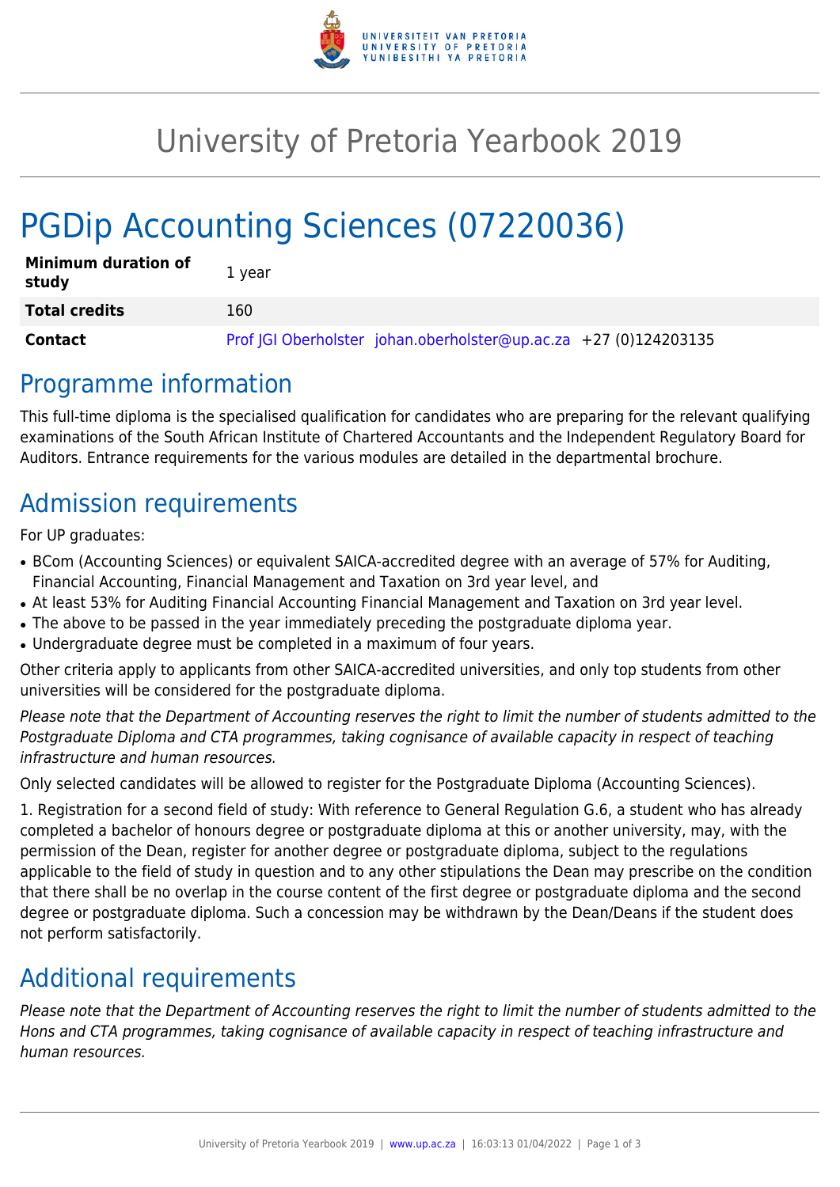# University of Pretoria Yearbook 2019

# PGDip Accounting Sciences (07220036)

| | |
|---|---|
| **Minimum duration of study** | 1 year |
| **Total credits** | 160 |
| **Contact** | Prof JGI Oberholster johan.oberholster@up.ac.za +27 (0)124203135 |

## Programme information

This full-time diploma is the specialised qualification for candidates who are preparing for the relevant qualifying examinations of the South African Institute of Chartered Accountants and the Independent Regulatory Board for Auditors. Entrance requirements for the various modules are detailed in the departmental brochure.

## Admission requirements

For UP graduates:

- BCom (Accounting Sciences) or equivalent SAICA-accredited degree with an average of 57% for Auditing, Financial Accounting, Financial Management and Taxation on 3rd year level, and
- At least 53% for Auditing Financial Accounting Financial Management and Taxation on 3rd year level.
- The above to be passed in the year immediately preceding the postgraduate diploma year.
- Undergraduate degree must be completed in a maximum of four years.

Other criteria apply to applicants from other SAICA-accredited universities, and only top students from other universities will be considered for the postgraduate diploma.

*Please note that the Department of Accounting reserves the right to limit the number of students admitted to the Postgraduate Diploma and CTA programmes, taking cognisance of available capacity in respect of teaching infrastructure and human resources.*

Only selected candidates will be allowed to register for the Postgraduate Diploma (Accounting Sciences).

1. Registration for a second field of study: With reference to General Regulation G.6, a student who has already completed a bachelor of honours degree or postgraduate diploma at this or another university, may, with the permission of the Dean, register for another degree or postgraduate diploma, subject to the regulations applicable to the field of study in question and to any other stipulations the Dean may prescribe on the condition that there shall be no overlap in the course content of the first degree or postgraduate diploma and the second degree or postgraduate diploma. Such a concession may be withdrawn by the Dean/Deans if the student does not perform satisfactorily.

## Additional requirements

*Please note that the Department of Accounting reserves the right to limit the number of students admitted to the Hons and CTA programmes, taking cognisance of available capacity in respect of teaching infrastructure and human resources.*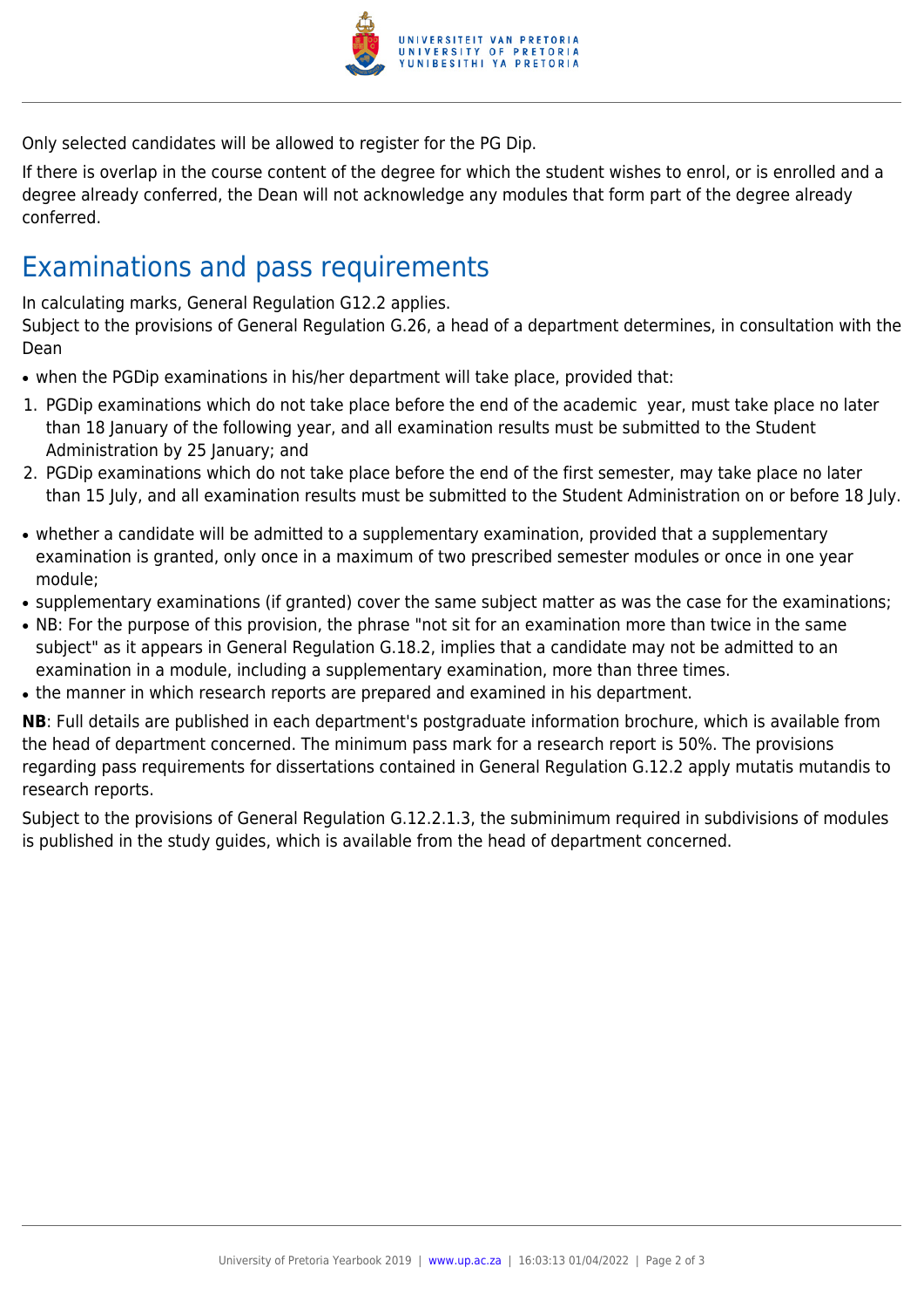Only selected candidates will be allowed to register for the PG Dip.

If there is overlap in the course content of the degree for which the student wishes to enrol, or is enrolled and a degree already conferred, the Dean will not acknowledge any modules that form part of the degree already conferred.

## Examinations and pass requirements

In calculating marks, General Regulation G12.2 applies.
Subject to the provisions of General Regulation G.26, a head of a department determines, in consultation with the Dean

- when the PGDip examinations in his/her department will take place, provided that:

1. PGDip examinations which do not take place before the end of the academic year, must take place no later than 18 January of the following year, and all examination results must be submitted to the Student Administration by 25 January; and
2. PGDip examinations which do not take place before the end of the first semester, may take place no later than 15 July, and all examination results must be submitted to the Student Administration on or before 18 July.

- whether a candidate will be admitted to a supplementary examination, provided that a supplementary examination is granted, only once in a maximum of two prescribed semester modules or once in one year module;
- supplementary examinations (if granted) cover the same subject matter as was the case for the examinations;
- NB: For the purpose of this provision, the phrase "not sit for an examination more than twice in the same subject" as it appears in General Regulation G.18.2, implies that a candidate may not be admitted to an examination in a module, including a supplementary examination, more than three times.
- the manner in which research reports are prepared and examined in his department.

**NB**: Full details are published in each department's postgraduate information brochure, which is available from the head of department concerned. The minimum pass mark for a research report is 50%. The provisions regarding pass requirements for dissertations contained in General Regulation G.12.2 apply mutatis mutandis to research reports.

Subject to the provisions of General Regulation G.12.2.1.3, the subminimum required in subdivisions of modules is published in the study guides, which is available from the head of department concerned.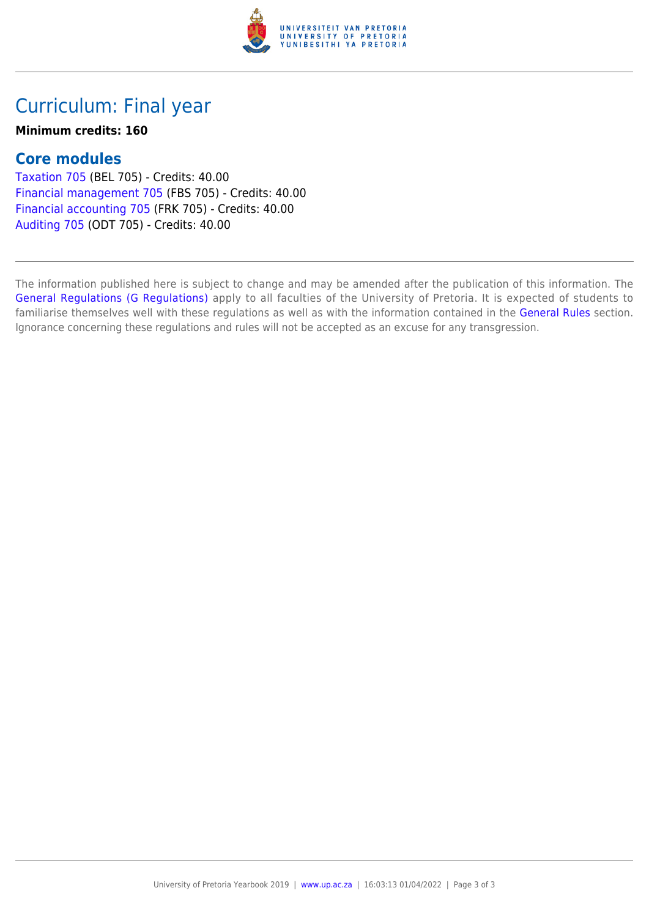## Curriculum: Final year

**Minimum credits: 160**

### Core modules

Taxation 705 (BEL 705) - Credits: 40.00
Financial management 705 (FBS 705) - Credits: 40.00
Financial accounting 705 (FRK 705) - Credits: 40.00
Auditing 705 (ODT 705) - Credits: 40.00

---

The information published here is subject to change and may be amended after the publication of this information. The General Regulations (G Regulations) apply to all faculties of the University of Pretoria. It is expected of students to familiarise themselves well with these regulations as well as with the information contained in the General Rules section. Ignorance concerning these regulations and rules will not be accepted as an excuse for any transgression.